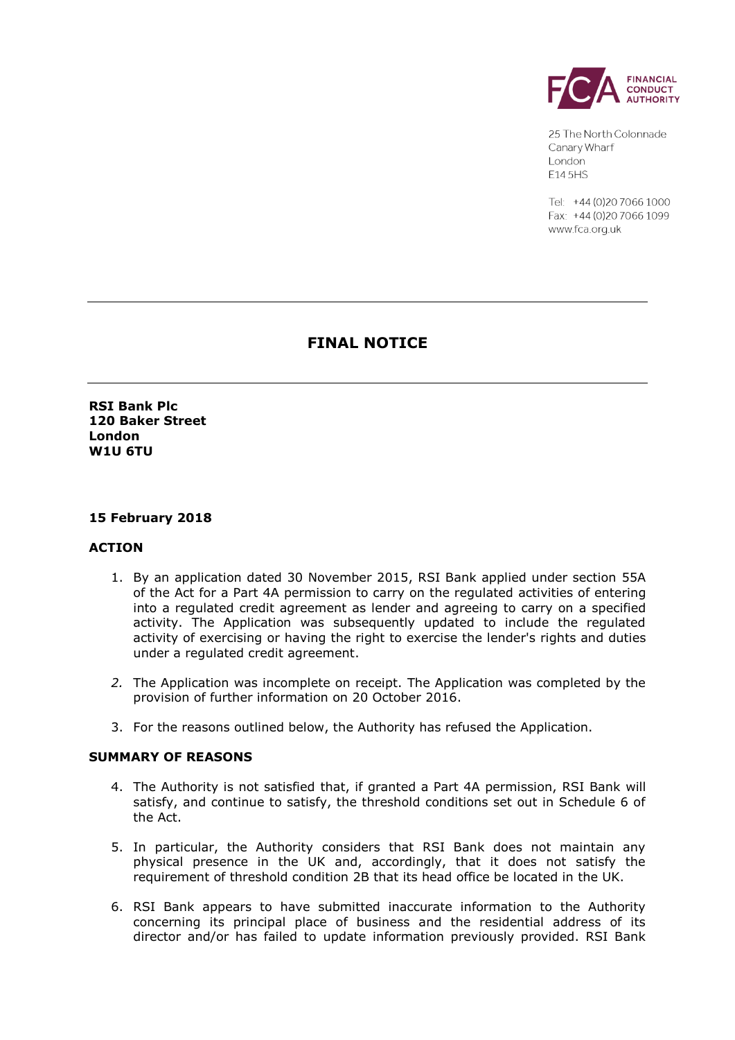FINANCIAL CONDUCT AUTHORITY

25 The North Colonnade
Canary Wharf
London
E14 5HS

Tel: +44 (0)20 7066 1000
Fax: +44 (0)20 7066 1099
www.fca.org.uk

---

# FINAL NOTICE

---

**RSI Bank Plc**
**120 Baker Street**
**London**
**W1U 6TU**

**15 February 2018**

## ACTION

1. By an application dated 30 November 2015, RSI Bank applied under section 55A of the Act for a Part 4A permission to carry on the regulated activities of entering into a regulated credit agreement as lender and agreeing to carry on a specified activity. The Application was subsequently updated to include the regulated activity of exercising or having the right to exercise the lender's rights and duties under a regulated credit agreement.

2. The Application was incomplete on receipt. The Application was completed by the provision of further information on 20 October 2016.

3. For the reasons outlined below, the Authority has refused the Application.

## SUMMARY OF REASONS

4. The Authority is not satisfied that, if granted a Part 4A permission, RSI Bank will satisfy, and continue to satisfy, the threshold conditions set out in Schedule 6 of the Act.

5. In particular, the Authority considers that RSI Bank does not maintain any physical presence in the UK and, accordingly, that it does not satisfy the requirement of threshold condition 2B that its head office be located in the UK.

6. RSI Bank appears to have submitted inaccurate information to the Authority concerning its principal place of business and the residential address of its director and/or has failed to update information previously provided. RSI Bank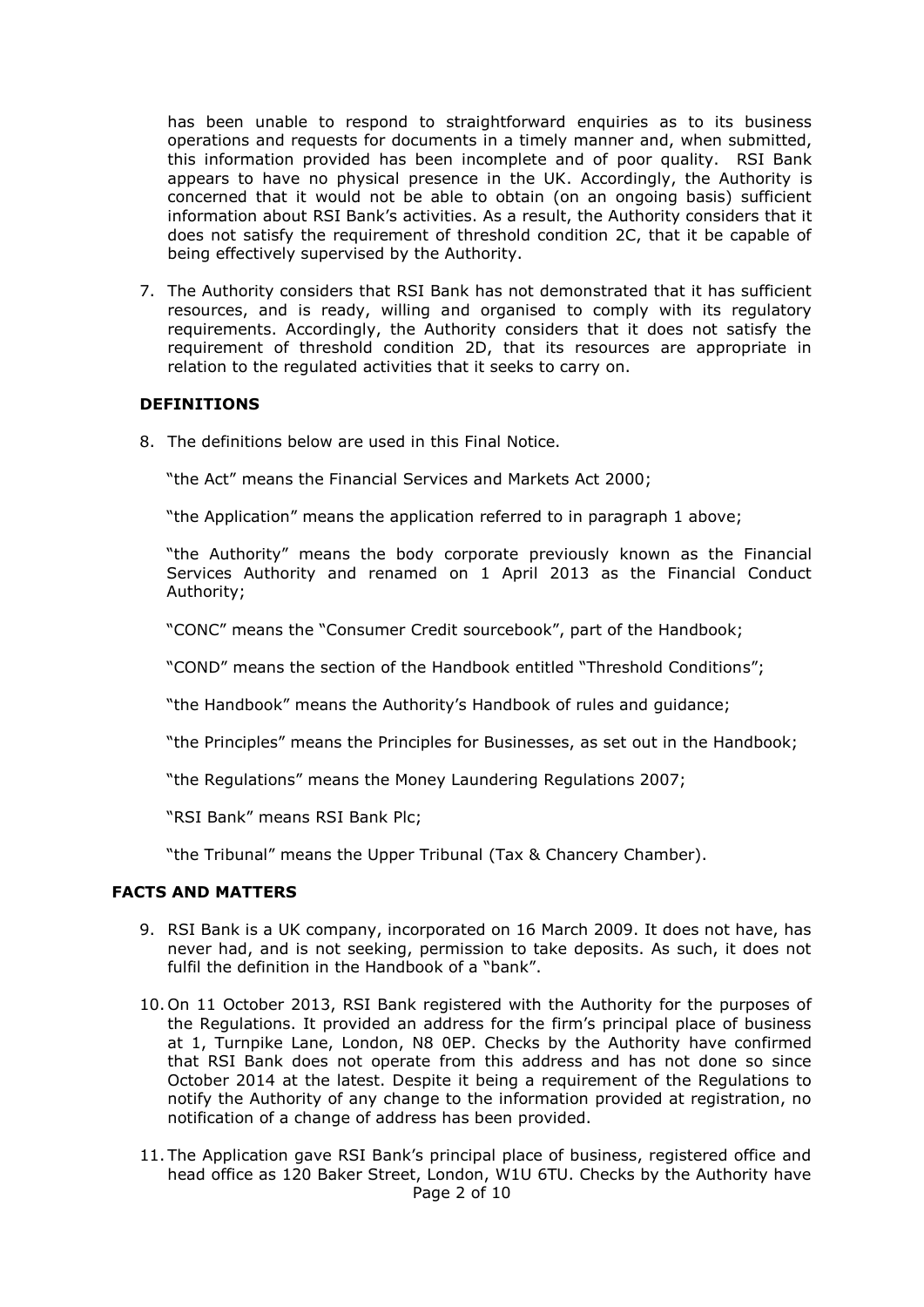has been unable to respond to straightforward enquiries as to its business operations and requests for documents in a timely manner and, when submitted, this information provided has been incomplete and of poor quality. RSI Bank appears to have no physical presence in the UK. Accordingly, the Authority is concerned that it would not be able to obtain (on an ongoing basis) sufficient information about RSI Bank's activities. As a result, the Authority considers that it does not satisfy the requirement of threshold condition 2C, that it be capable of being effectively supervised by the Authority.

7. The Authority considers that RSI Bank has not demonstrated that it has sufficient resources, and is ready, willing and organised to comply with its regulatory requirements. Accordingly, the Authority considers that it does not satisfy the requirement of threshold condition 2D, that its resources are appropriate in relation to the regulated activities that it seeks to carry on.

## DEFINITIONS

8. The definitions below are used in this Final Notice.

   "the Act" means the Financial Services and Markets Act 2000;

   "the Application" means the application referred to in paragraph 1 above;

   "the Authority" means the body corporate previously known as the Financial Services Authority and renamed on 1 April 2013 as the Financial Conduct Authority;

   "CONC" means the "Consumer Credit sourcebook", part of the Handbook;

   "COND" means the section of the Handbook entitled "Threshold Conditions";

   "the Handbook" means the Authority's Handbook of rules and guidance;

   "the Principles" means the Principles for Businesses, as set out in the Handbook;

   "the Regulations" means the Money Laundering Regulations 2007;

   "RSI Bank" means RSI Bank Plc;

   "the Tribunal" means the Upper Tribunal (Tax & Chancery Chamber).

## FACTS AND MATTERS

9. RSI Bank is a UK company, incorporated on 16 March 2009. It does not have, has never had, and is not seeking, permission to take deposits. As such, it does not fulfil the definition in the Handbook of a "bank".

10. On 11 October 2013, RSI Bank registered with the Authority for the purposes of the Regulations. It provided an address for the firm's principal place of business at 1, Turnpike Lane, London, N8 0EP. Checks by the Authority have confirmed that RSI Bank does not operate from this address and has not done so since October 2014 at the latest. Despite it being a requirement of the Regulations to notify the Authority of any change to the information provided at registration, no notification of a change of address has been provided.

11. The Application gave RSI Bank's principal place of business, registered office and head office as 120 Baker Street, London, W1U 6TU. Checks by the Authority have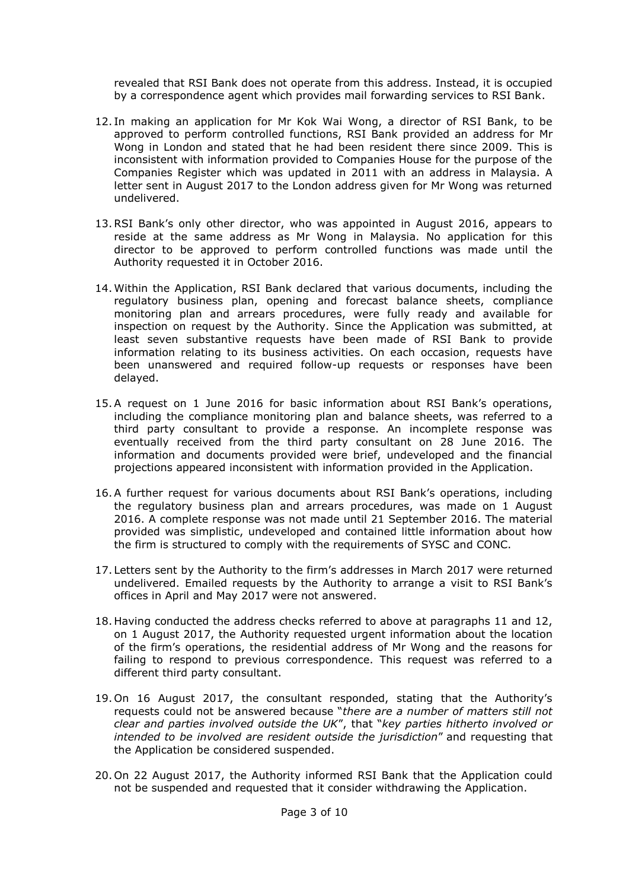revealed that RSI Bank does not operate from this address. Instead, it is occupied by a correspondence agent which provides mail forwarding services to RSI Bank.

12. In making an application for Mr Kok Wai Wong, a director of RSI Bank, to be approved to perform controlled functions, RSI Bank provided an address for Mr Wong in London and stated that he had been resident there since 2009. This is inconsistent with information provided to Companies House for the purpose of the Companies Register which was updated in 2011 with an address in Malaysia. A letter sent in August 2017 to the London address given for Mr Wong was returned undelivered.

13. RSI Bank's only other director, who was appointed in August 2016, appears to reside at the same address as Mr Wong in Malaysia. No application for this director to be approved to perform controlled functions was made until the Authority requested it in October 2016.

14. Within the Application, RSI Bank declared that various documents, including the regulatory business plan, opening and forecast balance sheets, compliance monitoring plan and arrears procedures, were fully ready and available for inspection on request by the Authority. Since the Application was submitted, at least seven substantive requests have been made of RSI Bank to provide information relating to its business activities. On each occasion, requests have been unanswered and required follow-up requests or responses have been delayed.

15. A request on 1 June 2016 for basic information about RSI Bank's operations, including the compliance monitoring plan and balance sheets, was referred to a third party consultant to provide a response. An incomplete response was eventually received from the third party consultant on 28 June 2016. The information and documents provided were brief, undeveloped and the financial projections appeared inconsistent with information provided in the Application.

16. A further request for various documents about RSI Bank's operations, including the regulatory business plan and arrears procedures, was made on 1 August 2016. A complete response was not made until 21 September 2016. The material provided was simplistic, undeveloped and contained little information about how the firm is structured to comply with the requirements of SYSC and CONC.

17. Letters sent by the Authority to the firm's addresses in March 2017 were returned undelivered. Emailed requests by the Authority to arrange a visit to RSI Bank's offices in April and May 2017 were not answered.

18. Having conducted the address checks referred to above at paragraphs 11 and 12, on 1 August 2017, the Authority requested urgent information about the location of the firm's operations, the residential address of Mr Wong and the reasons for failing to respond to previous correspondence. This request was referred to a different third party consultant.

19. On 16 August 2017, the consultant responded, stating that the Authority's requests could not be answered because "*there are a number of matters still not clear and parties involved outside the UK*", that "*key parties hitherto involved or intended to be involved are resident outside the jurisdiction*" and requesting that the Application be considered suspended.

20. On 22 August 2017, the Authority informed RSI Bank that the Application could not be suspended and requested that it consider withdrawing the Application.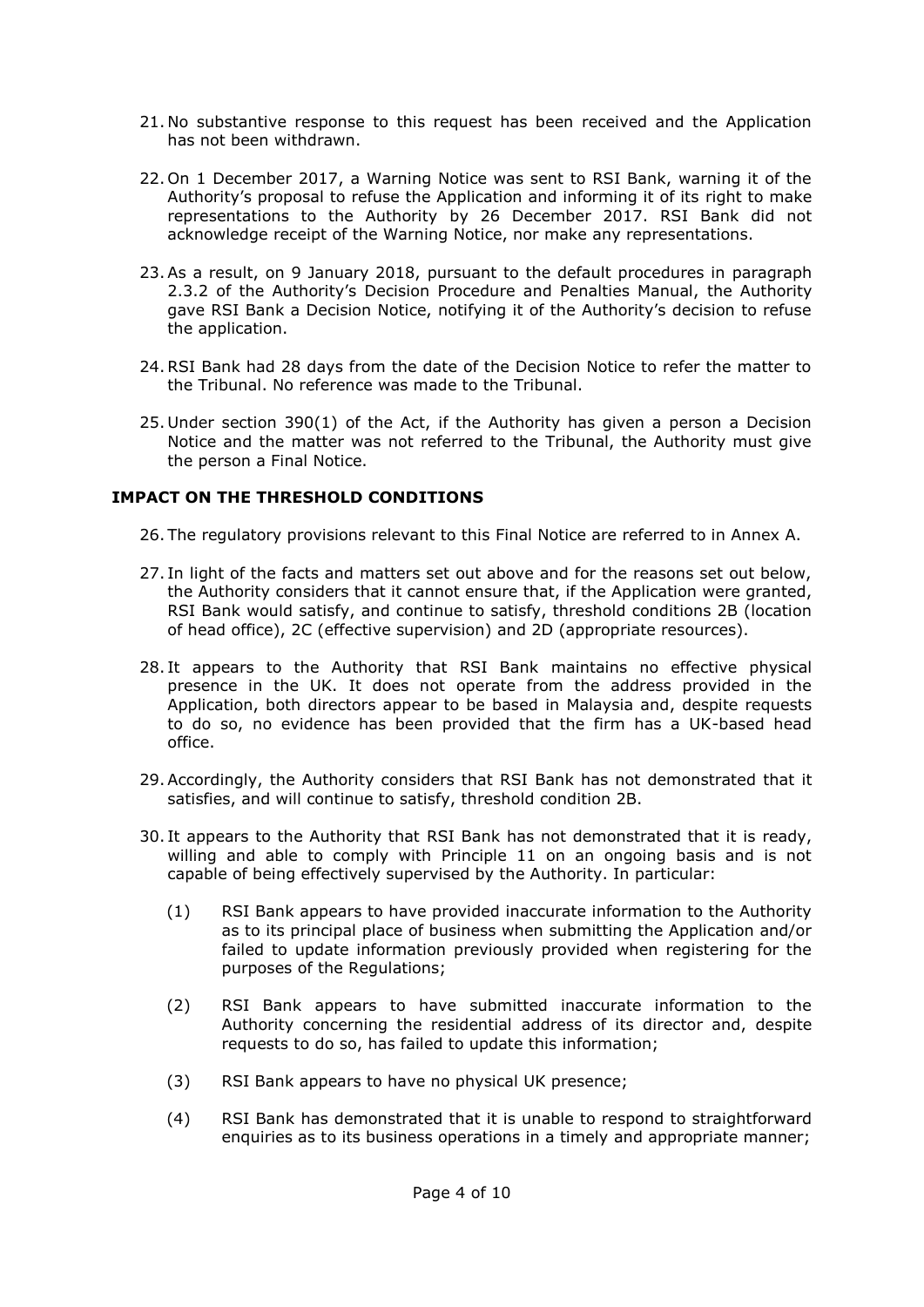21. No substantive response to this request has been received and the Application has not been withdrawn.

22. On 1 December 2017, a Warning Notice was sent to RSI Bank, warning it of the Authority's proposal to refuse the Application and informing it of its right to make representations to the Authority by 26 December 2017. RSI Bank did not acknowledge receipt of the Warning Notice, nor make any representations.

23. As a result, on 9 January 2018, pursuant to the default procedures in paragraph 2.3.2 of the Authority's Decision Procedure and Penalties Manual, the Authority gave RSI Bank a Decision Notice, notifying it of the Authority's decision to refuse the application.

24. RSI Bank had 28 days from the date of the Decision Notice to refer the matter to the Tribunal. No reference was made to the Tribunal.

25. Under section 390(1) of the Act, if the Authority has given a person a Decision Notice and the matter was not referred to the Tribunal, the Authority must give the person a Final Notice.

## IMPACT ON THE THRESHOLD CONDITIONS

26. The regulatory provisions relevant to this Final Notice are referred to in Annex A.

27. In light of the facts and matters set out above and for the reasons set out below, the Authority considers that it cannot ensure that, if the Application were granted, RSI Bank would satisfy, and continue to satisfy, threshold conditions 2B (location of head office), 2C (effective supervision) and 2D (appropriate resources).

28. It appears to the Authority that RSI Bank maintains no effective physical presence in the UK. It does not operate from the address provided in the Application, both directors appear to be based in Malaysia and, despite requests to do so, no evidence has been provided that the firm has a UK-based head office.

29. Accordingly, the Authority considers that RSI Bank has not demonstrated that it satisfies, and will continue to satisfy, threshold condition 2B.

30. It appears to the Authority that RSI Bank has not demonstrated that it is ready, willing and able to comply with Principle 11 on an ongoing basis and is not capable of being effectively supervised by the Authority. In particular:

    (1) RSI Bank appears to have provided inaccurate information to the Authority as to its principal place of business when submitting the Application and/or failed to update information previously provided when registering for the purposes of the Regulations;

    (2) RSI Bank appears to have submitted inaccurate information to the Authority concerning the residential address of its director and, despite requests to do so, has failed to update this information;

    (3) RSI Bank appears to have no physical UK presence;

    (4) RSI Bank has demonstrated that it is unable to respond to straightforward enquiries as to its business operations in a timely and appropriate manner;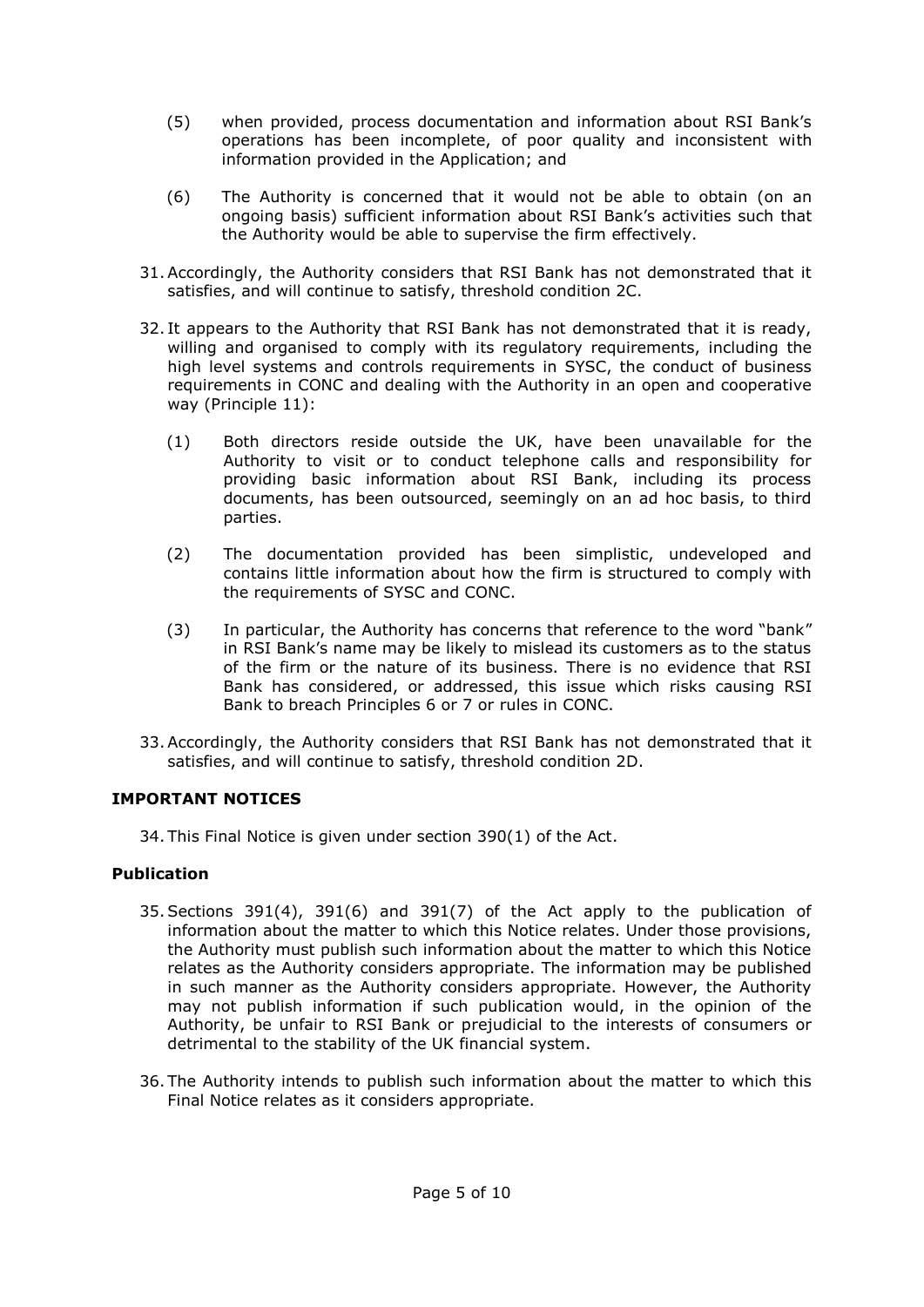(5) when provided, process documentation and information about RSI Bank's operations has been incomplete, of poor quality and inconsistent with information provided in the Application; and

(6) The Authority is concerned that it would not be able to obtain (on an ongoing basis) sufficient information about RSI Bank's activities such that the Authority would be able to supervise the firm effectively.

31. Accordingly, the Authority considers that RSI Bank has not demonstrated that it satisfies, and will continue to satisfy, threshold condition 2C.

32. It appears to the Authority that RSI Bank has not demonstrated that it is ready, willing and organised to comply with its regulatory requirements, including the high level systems and controls requirements in SYSC, the conduct of business requirements in CONC and dealing with the Authority in an open and cooperative way (Principle 11):

(1) Both directors reside outside the UK, have been unavailable for the Authority to visit or to conduct telephone calls and responsibility for providing basic information about RSI Bank, including its process documents, has been outsourced, seemingly on an ad hoc basis, to third parties.

(2) The documentation provided has been simplistic, undeveloped and contains little information about how the firm is structured to comply with the requirements of SYSC and CONC.

(3) In particular, the Authority has concerns that reference to the word "bank" in RSI Bank's name may be likely to mislead its customers as to the status of the firm or the nature of its business. There is no evidence that RSI Bank has considered, or addressed, this issue which risks causing RSI Bank to breach Principles 6 or 7 or rules in CONC.

33. Accordingly, the Authority considers that RSI Bank has not demonstrated that it satisfies, and will continue to satisfy, threshold condition 2D.

## IMPORTANT NOTICES

34. This Final Notice is given under section 390(1) of the Act.

### Publication

35. Sections 391(4), 391(6) and 391(7) of the Act apply to the publication of information about the matter to which this Notice relates. Under those provisions, the Authority must publish such information about the matter to which this Notice relates as the Authority considers appropriate. The information may be published in such manner as the Authority considers appropriate. However, the Authority may not publish information if such publication would, in the opinion of the Authority, be unfair to RSI Bank or prejudicial to the interests of consumers or detrimental to the stability of the UK financial system.

36. The Authority intends to publish such information about the matter to which this Final Notice relates as it considers appropriate.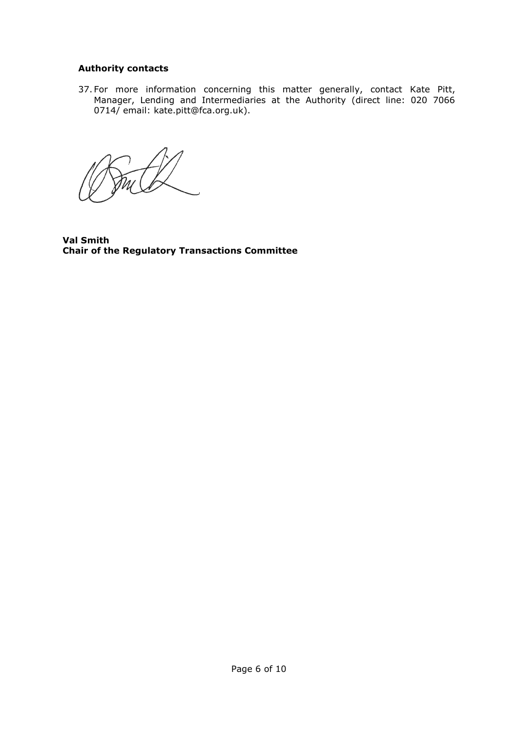**Authority contacts**

37. For more information concerning this matter generally, contact Kate Pitt, Manager, Lending and Intermediaries at the Authority (direct line: 020 7066 0714/ email: kate.pitt@fca.org.uk).

**Val Smith**
**Chair of the Regulatory Transactions Committee**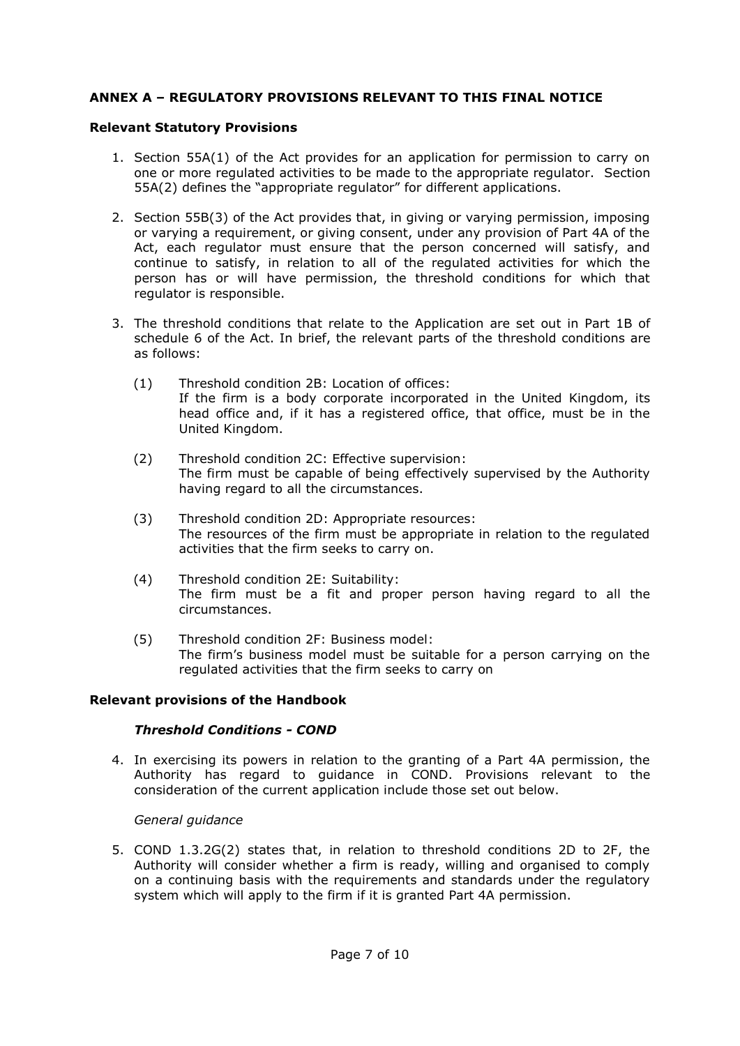## ANNEX A – REGULATORY PROVISIONS RELEVANT TO THIS FINAL NOTICE

### Relevant Statutory Provisions

1. Section 55A(1) of the Act provides for an application for permission to carry on one or more regulated activities to be made to the appropriate regulator. Section 55A(2) defines the "appropriate regulator" for different applications.

2. Section 55B(3) of the Act provides that, in giving or varying permission, imposing or varying a requirement, or giving consent, under any provision of Part 4A of the Act, each regulator must ensure that the person concerned will satisfy, and continue to satisfy, in relation to all of the regulated activities for which the person has or will have permission, the threshold conditions for which that regulator is responsible.

3. The threshold conditions that relate to the Application are set out in Part 1B of schedule 6 of the Act. In brief, the relevant parts of the threshold conditions are as follows:

   (1) Threshold condition 2B: Location of offices:
   If the firm is a body corporate incorporated in the United Kingdom, its head office and, if it has a registered office, that office, must be in the United Kingdom.

   (2) Threshold condition 2C: Effective supervision:
   The firm must be capable of being effectively supervised by the Authority having regard to all the circumstances.

   (3) Threshold condition 2D: Appropriate resources:
   The resources of the firm must be appropriate in relation to the regulated activities that the firm seeks to carry on.

   (4) Threshold condition 2E: Suitability:
   The firm must be a fit and proper person having regard to all the circumstances.

   (5) Threshold condition 2F: Business model:
   The firm's business model must be suitable for a person carrying on the regulated activities that the firm seeks to carry on

### Relevant provisions of the Handbook

#### *Threshold Conditions - COND*

4. In exercising its powers in relation to the granting of a Part 4A permission, the Authority has regard to guidance in COND. Provisions relevant to the consideration of the current application include those set out below.

*General guidance*

5. COND 1.3.2G(2) states that, in relation to threshold conditions 2D to 2F, the Authority will consider whether a firm is ready, willing and organised to comply on a continuing basis with the requirements and standards under the regulatory system which will apply to the firm if it is granted Part 4A permission.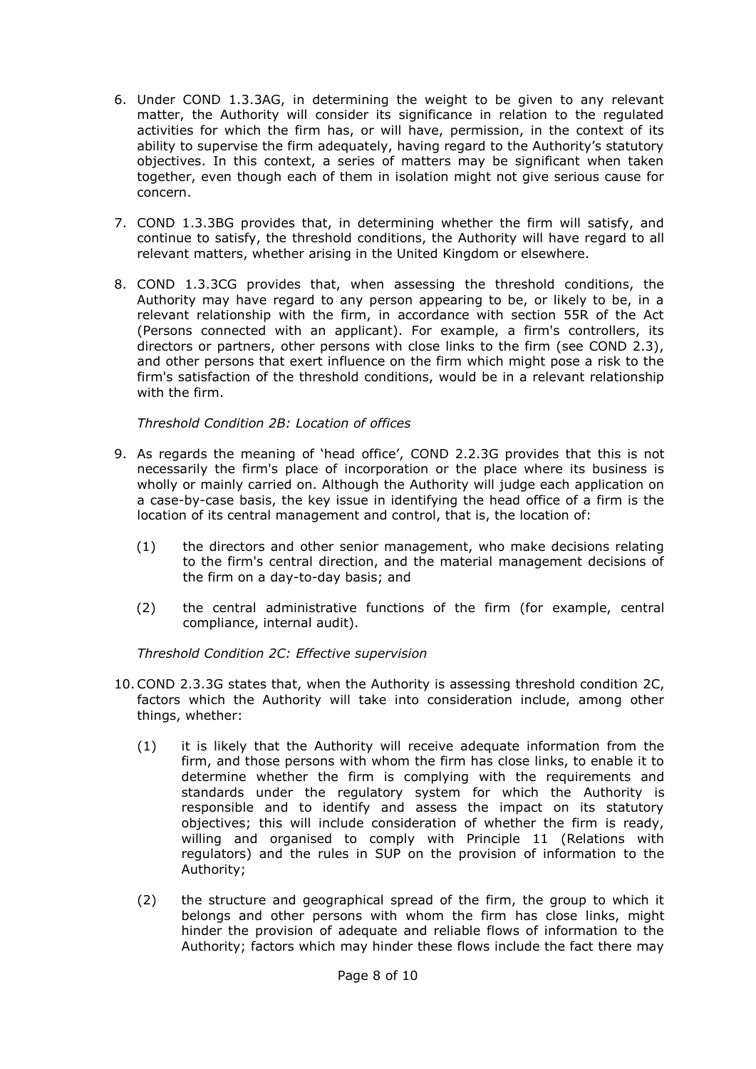6. Under COND 1.3.3AG, in determining the weight to be given to any relevant matter, the Authority will consider its significance in relation to the regulated activities for which the firm has, or will have, permission, in the context of its ability to supervise the firm adequately, having regard to the Authority's statutory objectives. In this context, a series of matters may be significant when taken together, even though each of them in isolation might not give serious cause for concern.

7. COND 1.3.3BG provides that, in determining whether the firm will satisfy, and continue to satisfy, the threshold conditions, the Authority will have regard to all relevant matters, whether arising in the United Kingdom or elsewhere.

8. COND 1.3.3CG provides that, when assessing the threshold conditions, the Authority may have regard to any person appearing to be, or likely to be, in a relevant relationship with the firm, in accordance with section 55R of the Act (Persons connected with an applicant). For example, a firm's controllers, its directors or partners, other persons with close links to the firm (see COND 2.3), and other persons that exert influence on the firm which might pose a risk to the firm's satisfaction of the threshold conditions, would be in a relevant relationship with the firm.

*Threshold Condition 2B: Location of offices*

9. As regards the meaning of 'head office', COND 2.2.3G provides that this is not necessarily the firm's place of incorporation or the place where its business is wholly or mainly carried on. Although the Authority will judge each application on a case-by-case basis, the key issue in identifying the head office of a firm is the location of its central management and control, that is, the location of:

   (1) the directors and other senior management, who make decisions relating to the firm's central direction, and the material management decisions of the firm on a day-to-day basis; and

   (2) the central administrative functions of the firm (for example, central compliance, internal audit).

*Threshold Condition 2C: Effective supervision*

10. COND 2.3.3G states that, when the Authority is assessing threshold condition 2C, factors which the Authority will take into consideration include, among other things, whether:

    (1) it is likely that the Authority will receive adequate information from the firm, and those persons with whom the firm has close links, to enable it to determine whether the firm is complying with the requirements and standards under the regulatory system for which the Authority is responsible and to identify and assess the impact on its statutory objectives; this will include consideration of whether the firm is ready, willing and organised to comply with Principle 11 (Relations with regulators) and the rules in SUP on the provision of information to the Authority;

    (2) the structure and geographical spread of the firm, the group to which it belongs and other persons with whom the firm has close links, might hinder the provision of adequate and reliable flows of information to the Authority; factors which may hinder these flows include the fact there may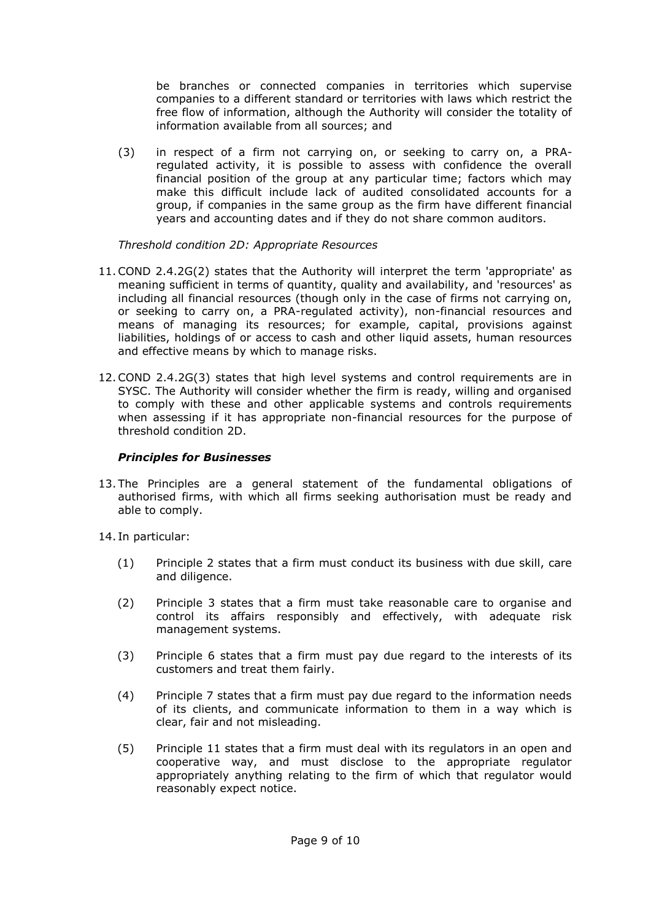be branches or connected companies in territories which supervise companies to a different standard or territories with laws which restrict the free flow of information, although the Authority will consider the totality of information available from all sources; and

(3) in respect of a firm not carrying on, or seeking to carry on, a PRA-regulated activity, it is possible to assess with confidence the overall financial position of the group at any particular time; factors which may make this difficult include lack of audited consolidated accounts for a group, if companies in the same group as the firm have different financial years and accounting dates and if they do not share common auditors.

*Threshold condition 2D: Appropriate Resources*

11. COND 2.4.2G(2) states that the Authority will interpret the term 'appropriate' as meaning sufficient in terms of quantity, quality and availability, and 'resources' as including all financial resources (though only in the case of firms not carrying on, or seeking to carry on, a PRA-regulated activity), non-financial resources and means of managing its resources; for example, capital, provisions against liabilities, holdings of or access to cash and other liquid assets, human resources and effective means by which to manage risks.

12. COND 2.4.2G(3) states that high level systems and control requirements are in SYSC. The Authority will consider whether the firm is ready, willing and organised to comply with these and other applicable systems and controls requirements when assessing if it has appropriate non-financial resources for the purpose of threshold condition 2D.

***Principles for Businesses***

13. The Principles are a general statement of the fundamental obligations of authorised firms, with which all firms seeking authorisation must be ready and able to comply.

14. In particular:

(1) Principle 2 states that a firm must conduct its business with due skill, care and diligence.

(2) Principle 3 states that a firm must take reasonable care to organise and control its affairs responsibly and effectively, with adequate risk management systems.

(3) Principle 6 states that a firm must pay due regard to the interests of its customers and treat them fairly.

(4) Principle 7 states that a firm must pay due regard to the information needs of its clients, and communicate information to them in a way which is clear, fair and not misleading.

(5) Principle 11 states that a firm must deal with its regulators in an open and cooperative way, and must disclose to the appropriate regulator appropriately anything relating to the firm of which that regulator would reasonably expect notice.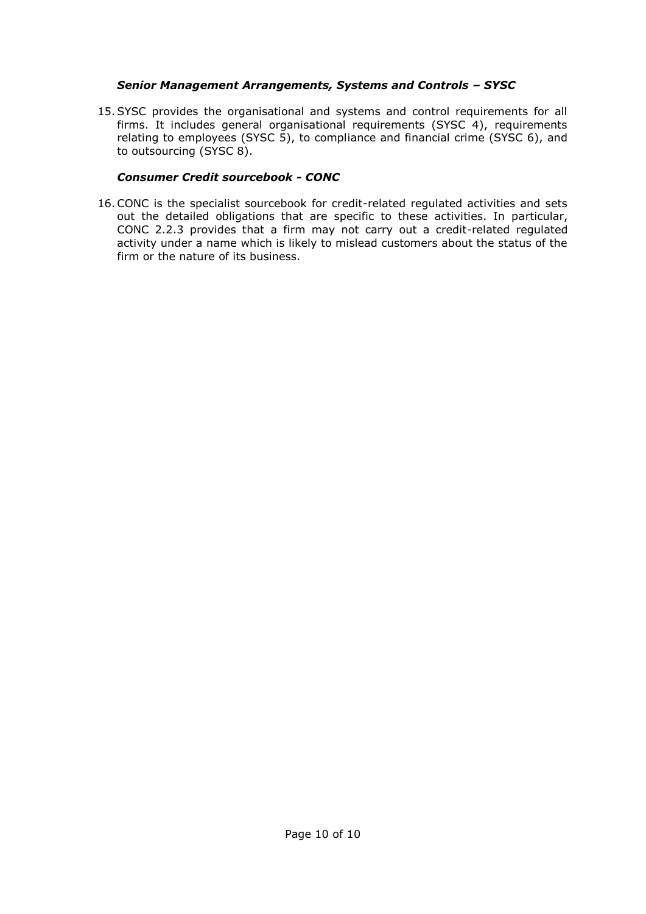***Senior Management Arrangements, Systems and Controls – SYSC***

15. SYSC provides the organisational and systems and control requirements for all firms. It includes general organisational requirements (SYSC 4), requirements relating to employees (SYSC 5), to compliance and financial crime (SYSC 6), and to outsourcing (SYSC 8).

***Consumer Credit sourcebook - CONC***

16. CONC is the specialist sourcebook for credit-related regulated activities and sets out the detailed obligations that are specific to these activities. In particular, CONC 2.2.3 provides that a firm may not carry out a credit-related regulated activity under a name which is likely to mislead customers about the status of the firm or the nature of its business.